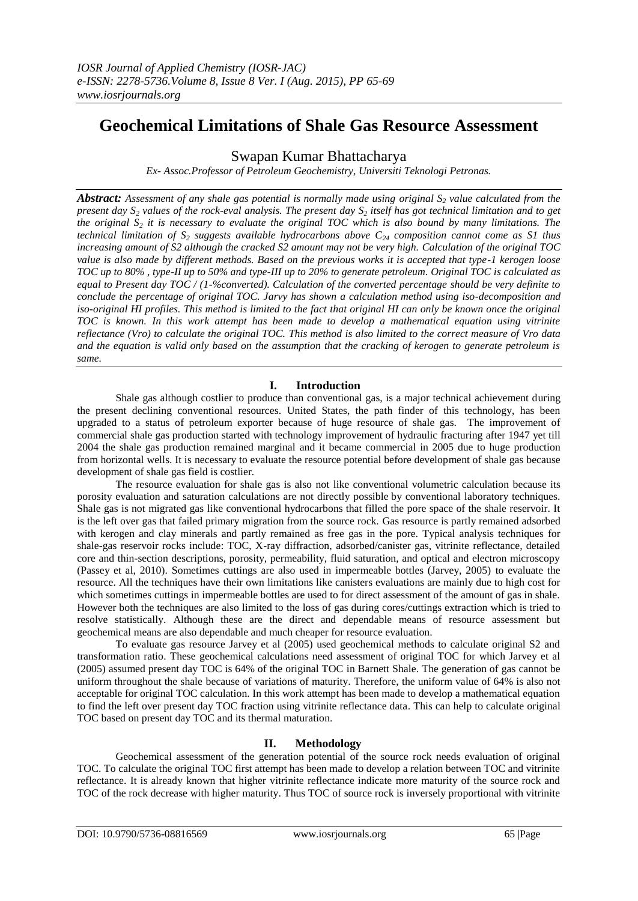# Geochemical Limitations of Shale Gas Resource Assessment

## Swapan Kumar Bhattacharya

*Ex- Assoc.Professor of Petroleum Geochemistry, Universiti Teknologi Petronas.*

***Abstract:*** *Assessment of any shale gas potential is normally made using original $S_2$ value calculated from the present day $S_2$ values of the rock-eval analysis. The present day $S_2$ itself has got technical limitation and to get the original $S_2$ it is necessary to evaluate the original TOC which is also bound by many limitations. The technical limitation of $S_2$ suggests available hydrocarbons above $C_{24}$ composition cannot come as S1 thus increasing amount of S2 although the cracked S2 amount may not be very high. Calculation of the original TOC value is also made by different methods. Based on the previous works it is accepted that type-1 kerogen loose TOC up to 80% , type-II up to 50% and type-III up to 20% to generate petroleum. Original TOC is calculated as equal to Present day TOC / (1-%converted). Calculation of the converted percentage should be very definite to conclude the percentage of original TOC. Jarvy has shown a calculation method using iso-decomposition and iso-original HI profiles. This method is limited to the fact that original HI can only be known once the original TOC is known. In this work attempt has been made to develop a mathematical equation using vitrinite reflectance (Vro) to calculate the original TOC. This method is also limited to the correct measure of Vro data and the equation is valid only based on the assumption that the cracking of kerogen to generate petroleum is same.*

## I. Introduction

Shale gas although costlier to produce than conventional gas, is a major technical achievement during the present declining conventional resources. United States, the path finder of this technology, has been upgraded to a status of petroleum exporter because of huge resource of shale gas. The improvement of commercial shale gas production started with technology improvement of hydraulic fracturing after 1947 yet till 2004 the shale gas production remained marginal and it became commercial in 2005 due to huge production from horizontal wells. It is necessary to evaluate the resource potential before development of shale gas because development of shale gas field is costlier.

The resource evaluation for shale gas is also not like conventional volumetric calculation because its porosity evaluation and saturation calculations are not directly possible by conventional laboratory techniques. Shale gas is not migrated gas like conventional hydrocarbons that filled the pore space of the shale reservoir. It is the left over gas that failed primary migration from the source rock. Gas resource is partly remained adsorbed with kerogen and clay minerals and partly remained as free gas in the pore. Typical analysis techniques for shale-gas reservoir rocks include: TOC, X-ray diffraction, adsorbed/canister gas, vitrinite reflectance, detailed core and thin-section descriptions, porosity, permeability, fluid saturation, and optical and electron microscopy (Passey et al, 2010). Sometimes cuttings are also used in impermeable bottles (Jarvey, 2005) to evaluate the resource. All the techniques have their own limitations like canisters evaluations are mainly due to high cost for which sometimes cuttings in impermeable bottles are used to for direct assessment of the amount of gas in shale. However both the techniques are also limited to the loss of gas during cores/cuttings extraction which is tried to resolve statistically. Although these are the direct and dependable means of resource assessment but geochemical means are also dependable and much cheaper for resource evaluation.

To evaluate gas resource Jarvey et al (2005) used geochemical methods to calculate original S2 and transformation ratio. These geochemical calculations need assessment of original TOC for which Jarvey et al (2005) assumed present day TOC is 64% of the original TOC in Barnett Shale. The generation of gas cannot be uniform throughout the shale because of variations of maturity. Therefore, the uniform value of 64% is also not acceptable for original TOC calculation. In this work attempt has been made to develop a mathematical equation to find the left over present day TOC fraction using vitrinite reflectance data. This can help to calculate original TOC based on present day TOC and its thermal maturation.

## II. Methodology

Geochemical assessment of the generation potential of the source rock needs evaluation of original TOC. To calculate the original TOC first attempt has been made to develop a relation between TOC and vitrinite reflectance. It is already known that higher vitrinite reflectance indicate more maturity of the source rock and TOC of the rock decrease with higher maturity. Thus TOC of source rock is inversely proportional with vitrinite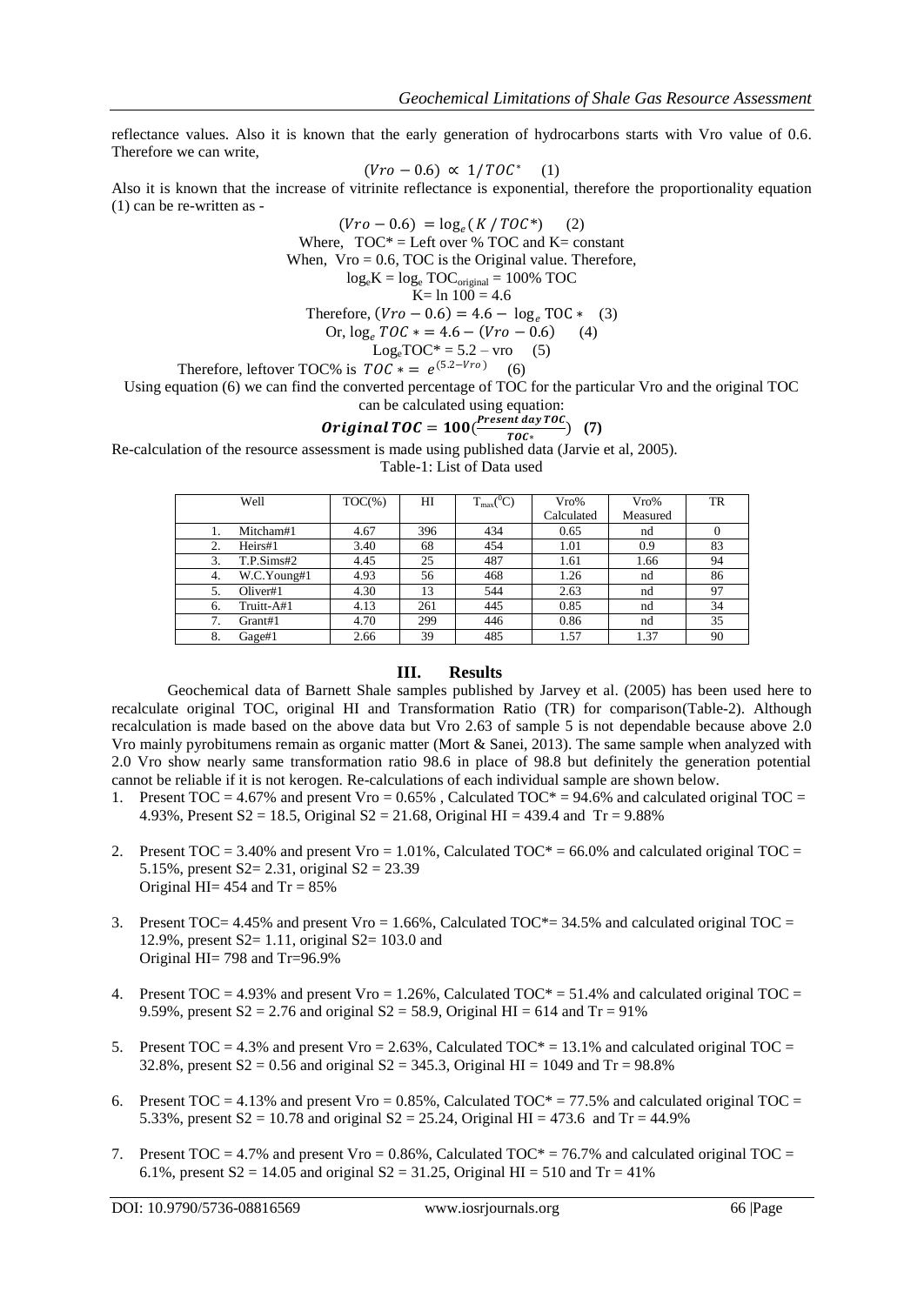reflectance values. Also it is known that the early generation of hydrocarbons starts with Vro value of 0.6. Therefore we can write,

$$(Vro - 0.6) \propto 1/TOC^* \quad (1)$$

Also it is known that the increase of vitrinite reflectance is exponential, therefore the proportionality equation (1) can be re-written as -

$$(Vro - 0.6) = \log_e(K / TOC^*) \quad (2)$$

Where, $TOC^*$ = Left over % TOC and K= constant

When, Vro = 0.6, TOC is the Original value. Therefore,

$\log_e K = \log_e TOC_{original} = 100\%$ TOC

$K = \ln 100 = 4.6$

Therefore, $(Vro - 0.6) = 4.6 - \log_e TOC^* \quad (3)$

Or, $\log_e TOC^* = 4.6 - (Vro - 0.6) \quad (4)$

$\log_e TOC^* = 5.2 - vro \quad (5)$

Therefore, leftover TOC% is $TOC^* = e^{(5.2 - Vro)} \quad (6)$

Using equation (6) we can find the converted percentage of TOC for the particular Vro and the original TOC can be calculated using equation:

$$\boldsymbol{Original\,TOC = 100\left(\frac{Present\ day\ TOC}{TOC^*}\right)} \quad \textbf{(7)}$$

Re-calculation of the resource assessment is made using published data (Jarvie et al, 2005).

Table-1: List of Data used

| Well | TOC(%) | HI | $T_{max}(^0C)$ | Vro% Calculated | Vro% Measured | TR |
|---|---|---|---|---|---|---|
| 1. Mitcham#1 | 4.67 | 396 | 434 | 0.65 | nd | 0 |
| 2. Heirs#1 | 3.40 | 68 | 454 | 1.01 | 0.9 | 83 |
| 3. T.P.Sims#2 | 4.45 | 25 | 487 | 1.61 | 1.66 | 94 |
| 4. W.C.Young#1 | 4.93 | 56 | 468 | 1.26 | nd | 86 |
| 5. Oliver#1 | 4.30 | 13 | 544 | 2.63 | nd | 97 |
| 6. Truitt-A#1 | 4.13 | 261 | 445 | 0.85 | nd | 34 |
| 7. Grant#1 | 4.70 | 299 | 446 | 0.86 | nd | 35 |
| 8. Gage#1 | 2.66 | 39 | 485 | 1.57 | 1.37 | 90 |

## III. Results

Geochemical data of Barnett Shale samples published by Jarvey et al. (2005) has been used here to recalculate original TOC, original HI and Transformation Ratio (TR) for comparison(Table-2). Although recalculation is made based on the above data but Vro 2.63 of sample 5 is not dependable because above 2.0 Vro mainly pyrobitumens remain as organic matter (Mort & Sanei, 2013). The same sample when analyzed with 2.0 Vro show nearly same transformation ratio 98.6 in place of 98.8 but definitely the generation potential cannot be reliable if it is not kerogen. Re-calculations of each individual sample are shown below.

1. Present TOC = 4.67% and present Vro = 0.65% , Calculated TOC* = 94.6% and calculated original TOC = 4.93%, Present S2 = 18.5, Original S2 = 21.68, Original HI = 439.4 and Tr = 9.88%

2. Present TOC = 3.40% and present Vro = 1.01%, Calculated TOC* = 66.0% and calculated original TOC = 5.15%, present S2= 2.31, original S2 = 23.39
   Original HI= 454 and Tr = 85%

3. Present TOC= 4.45% and present Vro = 1.66%, Calculated TOC*= 34.5% and calculated original TOC = 12.9%, present S2= 1.11, original S2= 103.0 and
   Original HI= 798 and Tr=96.9%

4. Present TOC = 4.93% and present Vro = 1.26%, Calculated TOC* = 51.4% and calculated original TOC = 9.59%, present S2 = 2.76 and original S2 = 58.9, Original HI = 614 and Tr = 91%

5. Present TOC = 4.3% and present Vro = 2.63%, Calculated TOC* = 13.1% and calculated original TOC = 32.8%, present S2 = 0.56 and original S2 = 345.3, Original HI = 1049 and Tr = 98.8%

6. Present TOC = 4.13% and present Vro = 0.85%, Calculated TOC* = 77.5% and calculated original TOC = 5.33%, present S2 = 10.78 and original S2 = 25.24, Original HI = 473.6 and Tr = 44.9%

7. Present TOC = 4.7% and present Vro = 0.86%, Calculated TOC* = 76.7% and calculated original TOC = 6.1%, present S2 = 14.05 and original S2 = 31.25, Original HI = 510 and Tr = 41%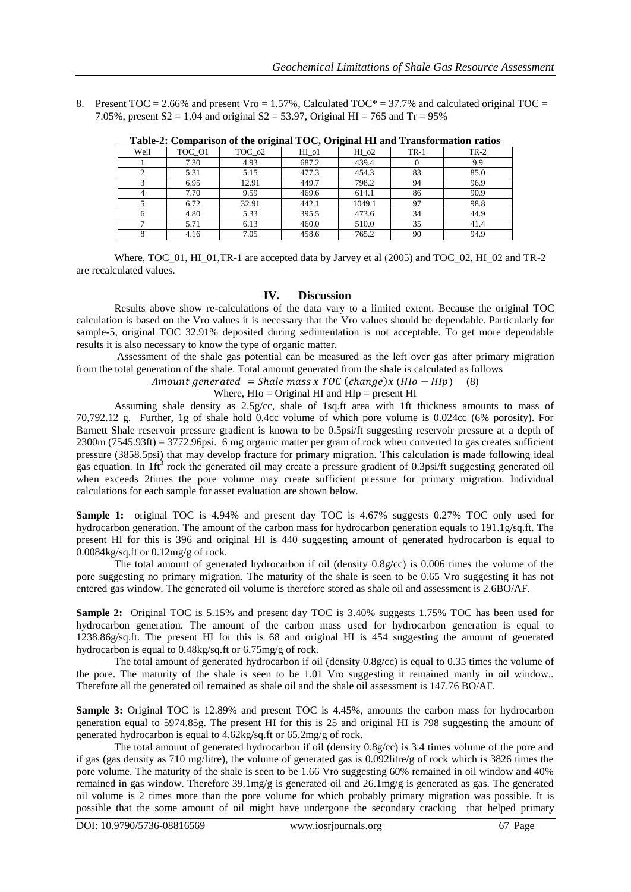8. Present TOC = 2.66% and present Vro = 1.57%, Calculated TOC* = 37.7% and calculated original TOC = 7.05%, present S2 = 1.04 and original S2 = 53.97, Original HI = 765 and Tr = 95%

**Table-2: Comparison of the original TOC, Original HI and Transformation ratios**

| Well | TOC_O1 | TOC_o2 | HI_o1 | HI_o2 | TR-1 | TR-2 |
|---|---|---|---|---|---|---|
| 1 | 7.30 | 4.93 | 687.2 | 439.4 | 0 | 9.9 |
| 2 | 5.31 | 5.15 | 477.3 | 454.3 | 83 | 85.0 |
| 3 | 6.95 | 12.91 | 449.7 | 798.2 | 94 | 96.9 |
| 4 | 7.70 | 9.59 | 469.6 | 614.1 | 86 | 90.9 |
| 5 | 6.72 | 32.91 | 442.1 | 1049.1 | 97 | 98.8 |
| 6 | 4.80 | 5.33 | 395.5 | 473.6 | 34 | 44.9 |
| 7 | 5.71 | 6.13 | 460.0 | 510.0 | 35 | 41.4 |
| 8 | 4.16 | 7.05 | 458.6 | 765.2 | 90 | 94.9 |

Where, TOC_01, HI_01,TR-1 are accepted data by Jarvey et al (2005) and TOC_02, HI_02 and TR-2 are recalculated values.

## IV. Discussion

Results above show re-calculations of the data vary to a limited extent. Because the original TOC calculation is based on the Vro values it is necessary that the Vro values should be dependable. Particularly for sample-5, original TOC 32.91% deposited during sedimentation is not acceptable. To get more dependable results it is also necessary to know the type of organic matter.

Assessment of the shale gas potential can be measured as the left over gas after primary migration from the total generation of the shale. Total amount generated from the shale is calculated as follows

$$Amount\ generated\ = Shale\ mass\ x\ TOC\ (change) x\ (HIo - HIp) \quad (8)$$

Where, HIo = Original HI and HIp = present HI

Assuming shale density as 2.5g/cc, shale of 1sq.ft area with 1ft thickness amounts to mass of 70,792.12 g. Further, 1g of shale hold 0.4cc volume of which pore volume is 0.024cc (6% porosity). For Barnett Shale reservoir pressure gradient is known to be 0.5psi/ft suggesting reservoir pressure at a depth of 2300m (7545.93ft) = 3772.96psi. 6 mg organic matter per gram of rock when converted to gas creates sufficient pressure (3858.5psi) that may develop fracture for primary migration. This calculation is made following ideal gas equation. In $1ft^3$ rock the generated oil may create a pressure gradient of 0.3psi/ft suggesting generated oil when exceeds 2times the pore volume may create sufficient pressure for primary migration. Individual calculations for each sample for asset evaluation are shown below.

**Sample 1:** original TOC is 4.94% and present day TOC is 4.67% suggests 0.27% TOC only used for hydrocarbon generation. The amount of the carbon mass for hydrocarbon generation equals to 191.1g/sq.ft. The present HI for this is 396 and original HI is 440 suggesting amount of generated hydrocarbon is equal to 0.0084kg/sq.ft or 0.12mg/g of rock.

The total amount of generated hydrocarbon if oil (density 0.8g/cc) is 0.006 times the volume of the pore suggesting no primary migration. The maturity of the shale is seen to be 0.65 Vro suggesting it has not entered gas window. The generated oil volume is therefore stored as shale oil and assessment is 2.6BO/AF.

**Sample 2:** Original TOC is 5.15% and present day TOC is 3.40% suggests 1.75% TOC has been used for hydrocarbon generation. The amount of the carbon mass used for hydrocarbon generation is equal to 1238.86g/sq.ft. The present HI for this is 68 and original HI is 454 suggesting the amount of generated hydrocarbon is equal to 0.48kg/sq.ft or 6.75mg/g of rock.

The total amount of generated hydrocarbon if oil (density 0.8g/cc) is equal to 0.35 times the volume of the pore. The maturity of the shale is seen to be 1.01 Vro suggesting it remained manly in oil window.. Therefore all the generated oil remained as shale oil and the shale oil assessment is 147.76 BO/AF.

**Sample 3:** Original TOC is 12.89% and present TOC is 4.45%, amounts the carbon mass for hydrocarbon generation equal to 5974.85g. The present HI for this is 25 and original HI is 798 suggesting the amount of generated hydrocarbon is equal to 4.62kg/sq.ft or 65.2mg/g of rock.

The total amount of generated hydrocarbon if oil (density 0.8g/cc) is 3.4 times volume of the pore and if gas (gas density as 710 mg/litre), the volume of generated gas is 0.092litre/g of rock which is 3826 times the pore volume. The maturity of the shale is seen to be 1.66 Vro suggesting 60% remained in oil window and 40% remained in gas window. Therefore 39.1mg/g is generated oil and 26.1mg/g is generated as gas. The generated oil volume is 2 times more than the pore volume for which probably primary migration was possible. It is possible that the some amount of oil might have undergone the secondary cracking that helped primary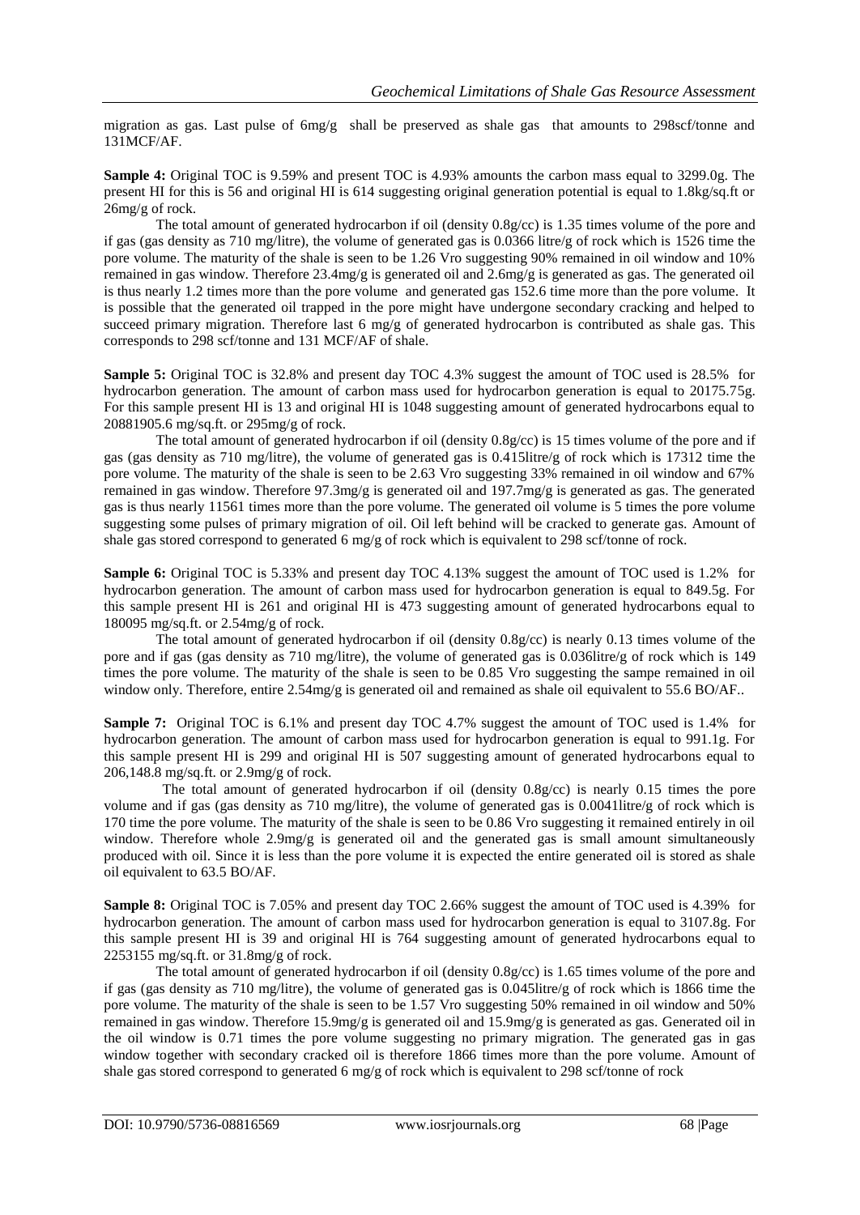migration as gas. Last pulse of 6mg/g shall be preserved as shale gas that amounts to 298scf/tonne and 131MCF/AF.

**Sample 4:** Original TOC is 9.59% and present TOC is 4.93% amounts the carbon mass equal to 3299.0g. The present HI for this is 56 and original HI is 614 suggesting original generation potential is equal to 1.8kg/sq.ft or 26mg/g of rock.

The total amount of generated hydrocarbon if oil (density 0.8g/cc) is 1.35 times volume of the pore and if gas (gas density as 710 mg/litre), the volume of generated gas is 0.0366 litre/g of rock which is 1526 time the pore volume. The maturity of the shale is seen to be 1.26 Vro suggesting 90% remained in oil window and 10% remained in gas window. Therefore 23.4mg/g is generated oil and 2.6mg/g is generated as gas. The generated oil is thus nearly 1.2 times more than the pore volume and generated gas 152.6 time more than the pore volume. It is possible that the generated oil trapped in the pore might have undergone secondary cracking and helped to succeed primary migration. Therefore last 6 mg/g of generated hydrocarbon is contributed as shale gas. This corresponds to 298 scf/tonne and 131 MCF/AF of shale.

**Sample 5:** Original TOC is 32.8% and present day TOC 4.3% suggest the amount of TOC used is 28.5% for hydrocarbon generation. The amount of carbon mass used for hydrocarbon generation is equal to 20175.75g. For this sample present HI is 13 and original HI is 1048 suggesting amount of generated hydrocarbons equal to 20881905.6 mg/sq.ft. or 295mg/g of rock.

The total amount of generated hydrocarbon if oil (density 0.8g/cc) is 15 times volume of the pore and if gas (gas density as 710 mg/litre), the volume of generated gas is 0.415litre/g of rock which is 17312 time the pore volume. The maturity of the shale is seen to be 2.63 Vro suggesting 33% remained in oil window and 67% remained in gas window. Therefore 97.3mg/g is generated oil and 197.7mg/g is generated as gas. The generated gas is thus nearly 11561 times more than the pore volume. The generated oil volume is 5 times the pore volume suggesting some pulses of primary migration of oil. Oil left behind will be cracked to generate gas. Amount of shale gas stored correspond to generated 6 mg/g of rock which is equivalent to 298 scf/tonne of rock.

**Sample 6:** Original TOC is 5.33% and present day TOC 4.13% suggest the amount of TOC used is 1.2% for hydrocarbon generation. The amount of carbon mass used for hydrocarbon generation is equal to 849.5g. For this sample present HI is 261 and original HI is 473 suggesting amount of generated hydrocarbons equal to 180095 mg/sq.ft. or 2.54mg/g of rock.

The total amount of generated hydrocarbon if oil (density 0.8g/cc) is nearly 0.13 times volume of the pore and if gas (gas density as 710 mg/litre), the volume of generated gas is 0.036litre/g of rock which is 149 times the pore volume. The maturity of the shale is seen to be 0.85 Vro suggesting the sampe remained in oil window only. Therefore, entire 2.54mg/g is generated oil and remained as shale oil equivalent to 55.6 BO/AF..

**Sample 7:** Original TOC is 6.1% and present day TOC 4.7% suggest the amount of TOC used is 1.4% for hydrocarbon generation. The amount of carbon mass used for hydrocarbon generation is equal to 991.1g. For this sample present HI is 299 and original HI is 507 suggesting amount of generated hydrocarbons equal to 206,148.8 mg/sq.ft. or 2.9mg/g of rock.

The total amount of generated hydrocarbon if oil (density 0.8g/cc) is nearly 0.15 times the pore volume and if gas (gas density as 710 mg/litre), the volume of generated gas is 0.0041litre/g of rock which is 170 time the pore volume. The maturity of the shale is seen to be 0.86 Vro suggesting it remained entirely in oil window. Therefore whole 2.9mg/g is generated oil and the generated gas is small amount simultaneously produced with oil. Since it is less than the pore volume it is expected the entire generated oil is stored as shale oil equivalent to 63.5 BO/AF.

**Sample 8:** Original TOC is 7.05% and present day TOC 2.66% suggest the amount of TOC used is 4.39% for hydrocarbon generation. The amount of carbon mass used for hydrocarbon generation is equal to 3107.8g. For this sample present HI is 39 and original HI is 764 suggesting amount of generated hydrocarbons equal to 2253155 mg/sq.ft. or 31.8mg/g of rock.

The total amount of generated hydrocarbon if oil (density 0.8g/cc) is 1.65 times volume of the pore and if gas (gas density as 710 mg/litre), the volume of generated gas is 0.045litre/g of rock which is 1866 time the pore volume. The maturity of the shale is seen to be 1.57 Vro suggesting 50% remained in oil window and 50% remained in gas window. Therefore 15.9mg/g is generated oil and 15.9mg/g is generated as gas. Generated oil in the oil window is 0.71 times the pore volume suggesting no primary migration. The generated gas in gas window together with secondary cracked oil is therefore 1866 times more than the pore volume. Amount of shale gas stored correspond to generated 6 mg/g of rock which is equivalent to 298 scf/tonne of rock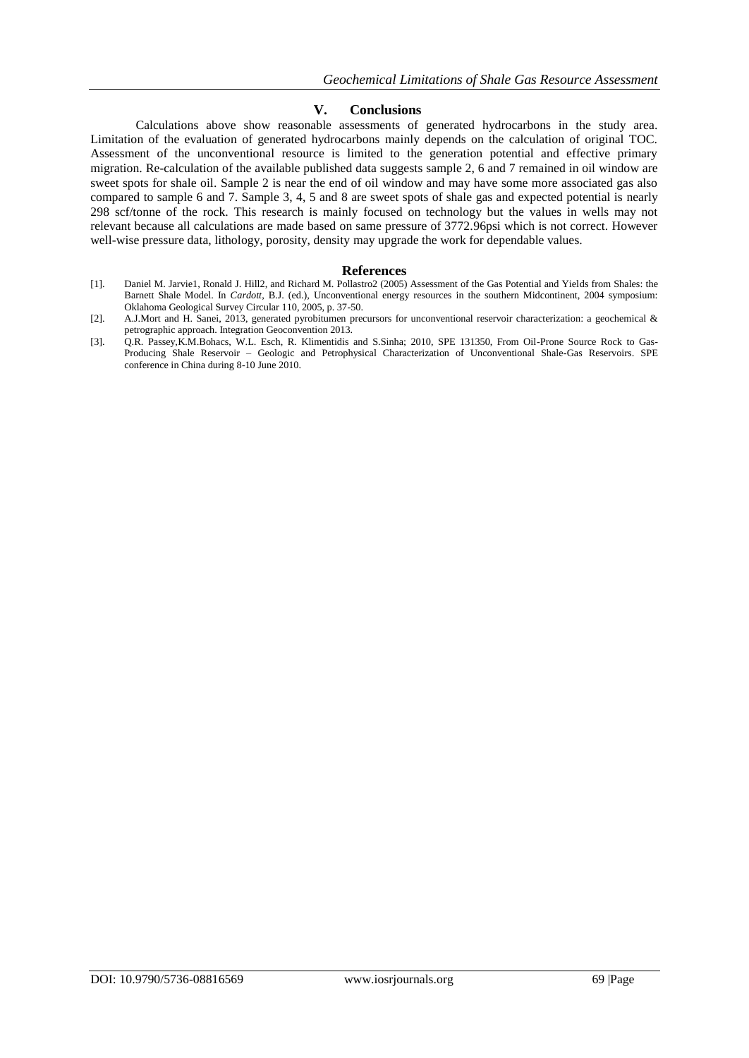## V. Conclusions

Calculations above show reasonable assessments of generated hydrocarbons in the study area. Limitation of the evaluation of generated hydrocarbons mainly depends on the calculation of original TOC. Assessment of the unconventional resource is limited to the generation potential and effective primary migration. Re-calculation of the available published data suggests sample 2, 6 and 7 remained in oil window are sweet spots for shale oil. Sample 2 is near the end of oil window and may have some more associated gas also compared to sample 6 and 7. Sample 3, 4, 5 and 8 are sweet spots of shale gas and expected potential is nearly 298 scf/tonne of the rock. This research is mainly focused on technology but the values in wells may not relevant because all calculations are made based on same pressure of 3772.96psi which is not correct. However well-wise pressure data, lithology, porosity, density may upgrade the work for dependable values.

## References

[1]. Daniel M. Jarvie1, Ronald J. Hill2, and Richard M. Pollastro2 (2005) Assessment of the Gas Potential and Yields from Shales: the Barnett Shale Model. In *Cardott*, B.J. (ed.), Unconventional energy resources in the southern Midcontinent, 2004 symposium: Oklahoma Geological Survey Circular 110, 2005, p. 37-50.

[2]. A.J.Mort and H. Sanei, 2013, generated pyrobitumen precursors for unconventional reservoir characterization: a geochemical & petrographic approach. Integration Geoconvention 2013.

[3]. Q.R. Passey,K.M.Bohacs, W.L. Esch, R. Klimentidis and S.Sinha; 2010, SPE 131350, From Oil-Prone Source Rock to Gas-Producing Shale Reservoir – Geologic and Petrophysical Characterization of Unconventional Shale-Gas Reservoirs. SPE conference in China during 8-10 June 2010.